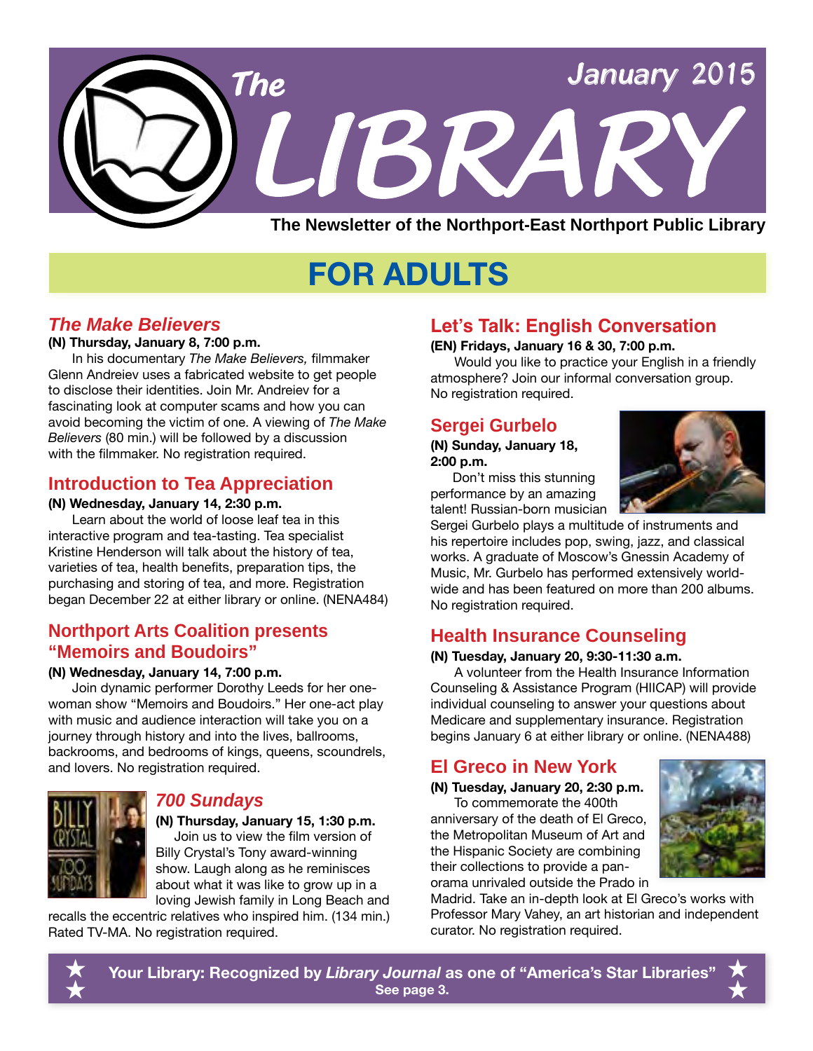# The LIBRARY

January 2015

**The Newsletter of the Northport-East Northport Public Library**

## FOR ADULTS

### *The Make Believers*

**(N) Thursday, January 8, 7:00 p.m.**

In his documentary *The Make Believers,* filmmaker Glenn Andreiev uses a fabricated website to get people to disclose their identities. Join Mr. Andreiev for a fascinating look at computer scams and how you can avoid becoming the victim of one. A viewing of *The Make Believers* (80 min.) will be followed by a discussion with the filmmaker. No registration required.

### Introduction to Tea Appreciation

**(N) Wednesday, January 14, 2:30 p.m.**

Learn about the world of loose leaf tea in this interactive program and tea-tasting. Tea specialist Kristine Henderson will talk about the history of tea, varieties of tea, health benefits, preparation tips, the purchasing and storing of tea, and more. Registration began December 22 at either library or online. (NENA484)

### Northport Arts Coalition presents "Memoirs and Boudoirs"

**(N) Wednesday, January 14, 7:00 p.m.**

Join dynamic performer Dorothy Leeds for her one-woman show "Memoirs and Boudoirs." Her one-act play with music and audience interaction will take you on a journey through history and into the lives, ballrooms, backrooms, and bedrooms of kings, queens, scoundrels, and lovers. No registration required.

### *700 Sundays*

**(N) Thursday, January 15, 1:30 p.m.**

Join us to view the film version of Billy Crystal's Tony award-winning show. Laugh along as he reminisces about what it was like to grow up in a loving Jewish family in Long Beach and recalls the eccentric relatives who inspired him. (134 min.) Rated TV-MA. No registration required.

### Let's Talk: English Conversation

**(EN) Fridays, January 16 & 30, 7:00 p.m.**

Would you like to practice your English in a friendly atmosphere? Join our informal conversation group. No registration required.

### Sergei Gurbelo

**(N) Sunday, January 18, 2:00 p.m.**

Don't miss this stunning performance by an amazing talent! Russian-born musician Sergei Gurbelo plays a multitude of instruments and his repertoire includes pop, swing, jazz, and classical works. A graduate of Moscow's Gnessin Academy of Music, Mr. Gurbelo has performed extensively worldwide and has been featured on more than 200 albums. No registration required.

### Health Insurance Counseling

**(N) Tuesday, January 20, 9:30-11:30 a.m.**

A volunteer from the Health Insurance Information Counseling & Assistance Program (HIICAP) will provide individual counseling to answer your questions about Medicare and supplementary insurance. Registration begins January 6 at either library or online. (NENA488)

### El Greco in New York

**(N) Tuesday, January 20, 2:30 p.m.**

To commemorate the 400th anniversary of the death of El Greco, the Metropolitan Museum of Art and the Hispanic Society are combining their collections to provide a panorama unrivaled outside the Prado in Madrid. Take an in-depth look at El Greco's works with Professor Mary Vahey, an art historian and independent curator. No registration required.

**Your Library: Recognized by *Library Journal* as one of "America's Star Libraries"**
**See page 3.**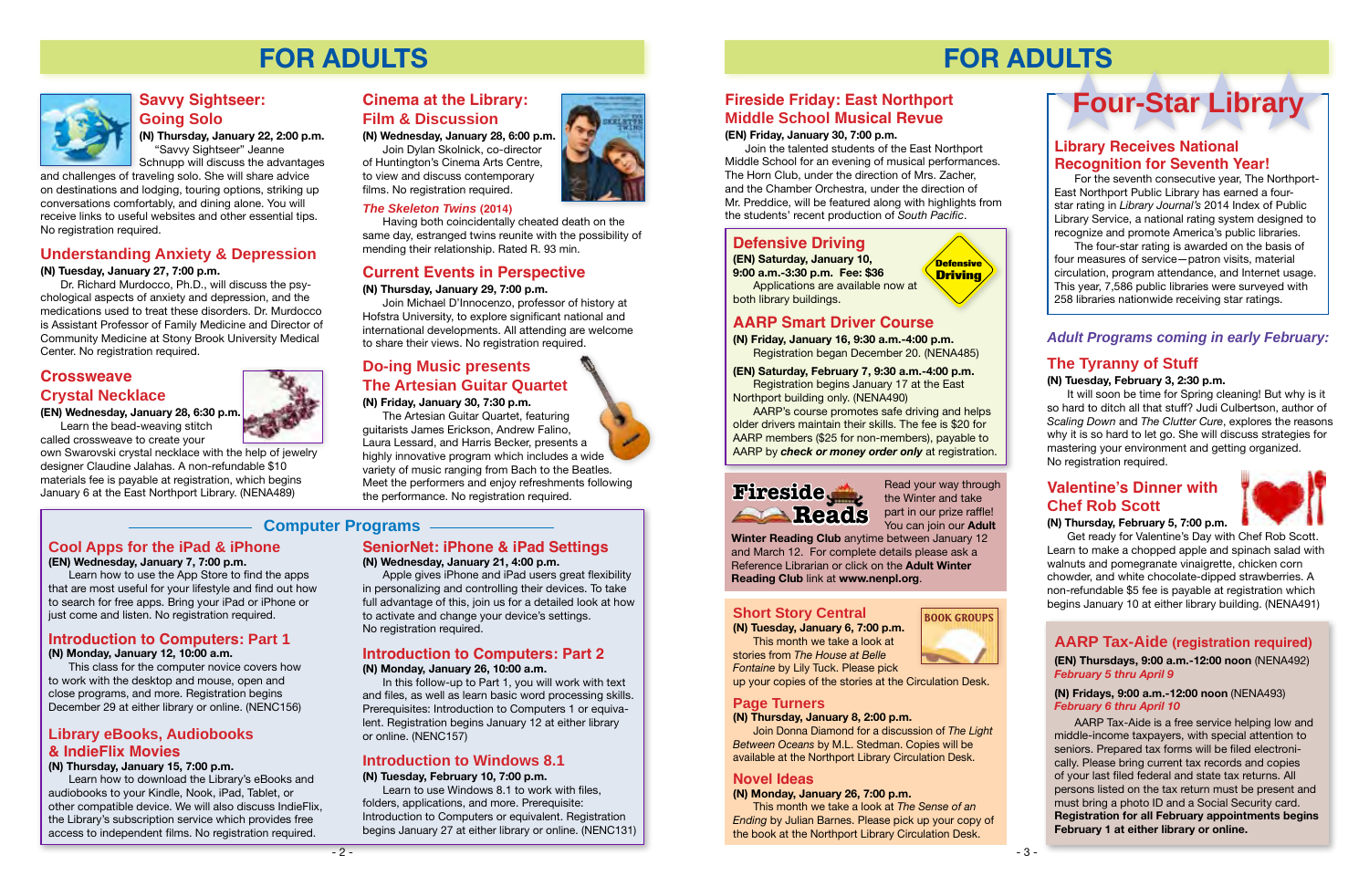# FOR ADULTS

## Savvy Sightseer: Going Solo

**(N) Thursday, January 22, 2:00 p.m.**

"Savvy Sightseer" Jeanne Schnupp will discuss the advantages and challenges of traveling solo. She will share advice on destinations and lodging, touring options, striking up conversations comfortably, and dining alone. You will receive links to useful websites and other essential tips. No registration required.

## Understanding Anxiety & Depression

**(N) Tuesday, January 27, 7:00 p.m.**

Dr. Richard Murdocco, Ph.D., will discuss the psychological aspects of anxiety and depression, and the medications used to treat these disorders. Dr. Murdocco is Assistant Professor of Family Medicine and Director of Community Medicine at Stony Brook University Medical Center. No registration required.

## Crossweave Crystal Necklace

**(EN) Wednesday, January 28, 6:30 p.m.**

Learn the bead-weaving stitch called crossweave to create your own Swarovski crystal necklace with the help of jewelry designer Claudine Jalahas. A non-refundable $10 materials fee is payable at registration, which begins January 6 at the East Northport Library. (NENA489)

## Cinema at the Library: Film & Discussion

**(N) Wednesday, January 28, 6:00 p.m.**

Join Dylan Skolnick, co-director of Huntington's Cinema Arts Centre, to view and discuss contemporary films. No registration required.

***The Skeleton Twins* (2014)**

Having both coincidentally cheated death on the same day, estranged twins reunite with the possibility of mending their relationship. Rated R. 93 min.

## Current Events in Perspective

**(N) Thursday, January 29, 7:00 p.m.**

Join Michael D'Innocenzo, professor of history at Hofstra University, to explore significant national and international developments. All attending are welcome to share their views. No registration required.

## Do-ing Music presents The Artesian Guitar Quartet

**(N) Friday, January 30, 7:30 p.m.**

The Artesian Guitar Quartet, featuring guitarists James Erickson, Andrew Falino, Laura Lessard, and Harris Becker, presents a highly innovative program which includes a wide variety of music ranging from Bach to the Beatles. Meet the performers and enjoy refreshments following the performance. No registration required.

## Computer Programs

### Cool Apps for the iPad & iPhone

**(EN) Wednesday, January 7, 7:00 p.m.**

Learn how to use the App Store to find the apps that are most useful for your lifestyle and find out how to search for free apps. Bring your iPad or iPhone or just come and listen. No registration required.

### Introduction to Computers: Part 1

**(N) Monday, January 12, 10:00 a.m.**

This class for the computer novice covers how to work with the desktop and mouse, open and close programs, and more. Registration begins December 29 at either library or online. (NENC156)

### Library eBooks, Audiobooks & IndieFlix Movies

**(N) Thursday, January 15, 7:00 p.m.**

Learn how to download the Library's eBooks and audiobooks to your Kindle, Nook, iPad, Tablet, or other compatible device. We will also discuss IndieFlix, the Library's subscription service which provides free access to independent films. No registration required.

### SeniorNet: iPhone & iPad Settings

**(N) Wednesday, January 21, 4:00 p.m.**

Apple gives iPhone and iPad users great flexibility in personalizing and controlling their devices. To take full advantage of this, join us for a detailed look at how to activate and change your device's settings. No registration required.

### Introduction to Computers: Part 2

**(N) Monday, January 26, 10:00 a.m.**

In this follow-up to Part 1, you will work with text and files, as well as learn basic word processing skills. Prerequisites: Introduction to Computers 1 or equivalent. Registration begins January 12 at either library or online. (NENC157)

### Introduction to Windows 8.1

**(N) Tuesday, February 10, 7:00 p.m.**

Learn to use Windows 8.1 to work with files, folders, applications, and more. Prerequisite: Introduction to Computers or equivalent. Registration begins January 27 at either library or online. (NENC131)

# FOR ADULTS

## Fireside Friday: East Northport Middle School Musical Revue

**(EN) Friday, January 30, 7:00 p.m.**

Join the talented students of the East Northport Middle School for an evening of musical performances. The Horn Club, under the direction of Mrs. Zacher, and the Chamber Orchestra, under the direction of Mr. Preddice, will be featured along with highlights from the students' recent production of *South Pacific*.

## Defensive Driving

**(EN) Saturday, January 10, 9:00 a.m.-3:30 p.m. Fee: $36**

Applications are available now at both library buildings.

## AARP Smart Driver Course

**(N) Friday, January 16, 9:30 a.m.-4:00 p.m.**
Registration began December 20. (NENA485)

**(EN) Saturday, February 7, 9:30 a.m.-4:00 p.m.**
Registration begins January 17 at the East Northport building only. (NENA490)

AARP's course promotes safe driving and helps older drivers maintain their skills. The fee is $20 for AARP members ($25 for non-members), payable to AARP by ***check or money order only*** at registration.

## Fireside Reads

Read your way through the Winter and take part in our prize raffle! You can join our **Adult Winter Reading Club** anytime between January 12 and March 12. For complete details please ask a Reference Librarian or click on the **Adult Winter Reading Club** link at **www.nenpl.org**.

## Book Groups

### Short Story Central

**(N) Tuesday, January 6, 7:00 p.m.**

This month we take a look at stories from *The House at Belle Fontaine* by Lily Tuck. Please pick up your copies of the stories at the Circulation Desk.

### Page Turners

**(N) Thursday, January 8, 2:00 p.m.**

Join Donna Diamond for a discussion of *The Light Between Oceans* by M.L. Stedman. Copies will be available at the Northport Library Circulation Desk.

### Novel Ideas

**(N) Monday, January 26, 7:00 p.m.**

This month we take a look at *The Sense of an Ending* by Julian Barnes. Please pick up your copy of the book at the Northport Library Circulation Desk.

## Four-Star Library

### Library Receives National Recognition for Seventh Year!

For the seventh consecutive year, The Northport-East Northport Public Library has earned a four-star rating in *Library Journal's* 2014 Index of Public Library Service, a national rating system designed to recognize and promote America's public libraries.

The four-star rating is awarded on the basis of four measures of service—patron visits, material circulation, program attendance, and Internet usage. This year, 7,586 public libraries were surveyed with 258 libraries nationwide receiving star ratings.

*Adult Programs coming in early February:*

## The Tyranny of Stuff

**(N) Tuesday, February 3, 2:30 p.m.**

It will soon be time for Spring cleaning! But why is it so hard to ditch all that stuff? Judi Culbertson, author of *Scaling Down* and *The Clutter Cure*, explores the reasons why it is so hard to let go. She will discuss strategies for mastering your environment and getting organized. No registration required.

## Valentine's Dinner with Chef Rob Scott

**(N) Thursday, February 5, 7:00 p.m.**

Get ready for Valentine's Day with Chef Rob Scott. Learn to make a chopped apple and spinach salad with walnuts and pomegranate vinaigrette, chicken corn chowder, and white chocolate-dipped strawberries. A non-refundable $5 fee is payable at registration which begins January 10 at either library building. (NENA491)

## AARP Tax-Aide (registration required)

**(EN) Thursdays, 9:00 a.m.-12:00 noon** (NENA492)
*February 5 thru April 9*

**(N) Fridays, 9:00 a.m.-12:00 noon** (NENA493)
*February 6 thru April 10*

AARP Tax-Aide is a free service helping low and middle-income taxpayers, with special attention to seniors. Prepared tax forms will be filed electronically. Please bring current tax records and copies of your last filed federal and state tax returns. All persons listed on the tax return must be present and must bring a photo ID and a Social Security card. **Registration for all February appointments begins February 1 at either library or online.**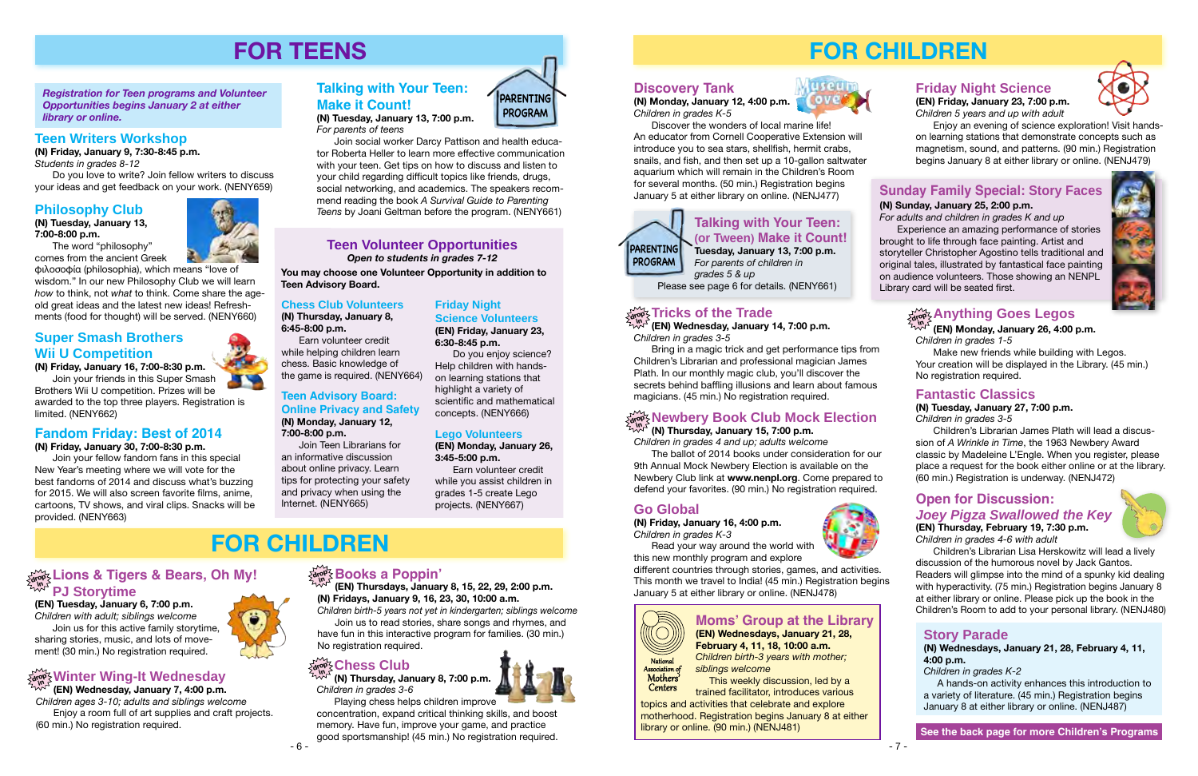# FOR TEENS

*Registration for Teen programs and Volunteer Opportunities begins January 2 at either library or online.*

## Teen Writers Workshop

**(N) Friday, January 9, 7:30-8:45 p.m.**
*Students in grades 8-12*

Do you love to write? Join fellow writers to discuss your ideas and get feedback on your work. (NENY659)

## Philosophy Club

**(N) Tuesday, January 13, 7:00-8:00 p.m.**

The word "philosophy" comes from the ancient Greek φιλοσοφία (philosophia), which means "love of wisdom." In our new Philosophy Club we will learn *how* to think, not *what* to think. Come share the age-old great ideas and the latest new ideas! Refreshments (food for thought) will be served. (NENY660)

## Super Smash Brothers Wii U Competition

**(N) Friday, January 16, 7:00-8:30 p.m.**

Join your friends in this Super Smash Brothers Wii U competition. Prizes will be awarded to the top three players. Registration is limited. (NENY662)

## Fandom Friday: Best of 2014

**(N) Friday, January 30, 7:00-8:30 p.m.**

Join your fellow fandom fans in this special New Year's meeting where we will vote for the best fandoms of 2014 and discuss what's buzzing for 2015. We will also screen favorite films, anime, cartoons, TV shows, and viral clips. Snacks will be provided. (NENY663)

## Talking with Your Teen: Make it Count!

PARENTING PROGRAM

**(N) Tuesday, January 13, 7:00 p.m.**
*For parents of teens*

Join social worker Darcy Pattison and health educator Roberta Heller to learn more effective communication with your teen. Get tips on how to discuss and listen to your child regarding difficult topics like friends, drugs, social networking, and academics. The speakers recommend reading the book *A Survival Guide to Parenting Teens* by Joani Geltman before the program. (NENY661)

## Teen Volunteer Opportunities

***Open to students in grades 7-12***

**You may choose one Volunteer Opportunity in addition to Teen Advisory Board.**

### Chess Club Volunteers

**(N) Thursday, January 8, 6:45-8:00 p.m.**

Earn volunteer credit while helping children learn chess. Basic knowledge of the game is required. (NENY664)

### Teen Advisory Board: Online Privacy and Safety

**(N) Monday, January 12, 7:00-8:00 p.m.**

Join Teen Librarians for an informative discussion about online privacy. Learn tips for protecting your safety and privacy when using the Internet. (NENY665)

### Friday Night Science Volunteers

**(EN) Friday, January 23, 6:30-8:45 p.m.**

Do you enjoy science? Help children with hands-on learning stations that highlight a variety of scientific and mathematical concepts. (NENY666)

### Lego Volunteers

**(EN) Monday, January 26, 3:45-5:00 p.m.**

Earn volunteer credit while you assist children in grades 1-5 create Lego projects. (NENY667)

# FOR CHILDREN

## Lions & Tigers & Bears, Oh My! PJ Storytime

drop in

**(EN) Tuesday, January 6, 7:00 p.m.**
*Children with adult; siblings welcome*

Join us for this active family storytime, sharing stories, music, and lots of movement! (30 min.) No registration required.

## Winter Wing-It Wednesday

drop in

**(EN) Wednesday, January 7, 4:00 p.m.**
*Children ages 3-10; adults and siblings welcome*

Enjoy a room full of art supplies and craft projects. (60 min.) No registration required.

## Books a Poppin'

drop in

**(EN) Thursdays, January 8, 15, 22, 29, 2:00 p.m.**
**(N) Fridays, January 9, 16, 23, 30, 10:00 a.m.**
*Children birth-5 years not yet in kindergarten; siblings welcome*

Join us to read stories, share songs and rhymes, and have fun in this interactive program for families. (30 min.) No registration required.

## Chess Club

drop in

**(N) Thursday, January 8, 7:00 p.m.**
*Children in grades 3-6*

Playing chess helps children improve concentration, expand critical thinking skills, and boost memory. Have fun, improve your game, and practice good sportsmanship! (45 min.) No registration required.

# FOR CHILDREN

## Discovery Tank

**(N) Monday, January 12, 4:00 p.m.**
*Children in grades K-5*

Discover the wonders of local marine life! An educator from Cornell Cooperative Extension will introduce you to sea stars, shellfish, hermit crabs, snails, and fish, and then set up a 10-gallon saltwater aquarium which will remain in the Children's Room for several months. (50 min.) Registration begins January 5 at either library on online. (NENJ477)

## Talking with Your Teen: (or Tween) Make it Count!

PARENTING PROGRAM

**Tuesday, January 13, 7:00 p.m.**
*For parents of children in grades 5 & up*

Please see page 6 for details. (NENY661)

## Tricks of the Trade

drop in

**(EN) Wednesday, January 14, 7:00 p.m.**
*Children in grades 3-5*

Bring in a magic trick and get performance tips from Children's Librarian and professional magician James Plath. In our monthly magic club, you'll discover the secrets behind baffling illusions and learn about famous magicians. (45 min.) No registration required.

## Newbery Book Club Mock Election

drop in

**(N) Thursday, January 15, 7:00 p.m.**
*Children in grades 4 and up; adults welcome*

The ballot of 2014 books under consideration for our 9th Annual Mock Newbery Election is available on the Newbery Club link at **www.nenpl.org**. Come prepared to defend your favorites. (90 min.) No registration required.

## Go Global

**(N) Friday, January 16, 4:00 p.m.**
*Children in grades K-3*

Read your way around the world with this new monthly program and explore different countries through stories, games, and activities. This month we travel to India! (45 min.) Registration begins January 5 at either library or online. (NENJ478)

## Moms' Group at the Library

National Association of Mothers' Centers

**(EN) Wednesdays, January 21, 28, February 4, 11, 18, 10:00 a.m.**
*Children birth-3 years with mother; siblings welcome*

This weekly discussion, led by a trained facilitator, introduces various topics and activities that celebrate and explore motherhood. Registration begins January 8 at either library or online. (90 min.) (NENJ481)

## Friday Night Science

**(EN) Friday, January 23, 7:00 p.m.**
*Children 5 years and up with adult*

Enjoy an evening of science exploration! Visit hands-on learning stations that demonstrate concepts such as magnetism, sound, and patterns. (90 min.) Registration begins January 8 at either library or online. (NENJ479)

## Sunday Family Special: Story Faces

**(N) Sunday, January 25, 2:00 p.m.**
*For adults and children in grades K and up*

Experience an amazing performance of stories brought to life through face painting. Artist and storyteller Christopher Agostino tells traditional and original tales, illustrated by fantastical face painting on audience volunteers. Those showing an NENPL Library card will be seated first.

## Anything Goes Legos

drop in

**(EN) Monday, January 26, 4:00 p.m.**
*Children in grades 1-5*

Make new friends while building with Legos. Your creation will be displayed in the Library. (45 min.) No registration required.

## Fantastic Classics

**(N) Tuesday, January 27, 7:00 p.m.**
*Children in grades 3-5*

Children's Librarian James Plath will lead a discussion of *A Wrinkle in Time*, the 1963 Newbery Award classic by Madeleine L'Engle. When you register, please place a request for the book either online or at the library. (60 min.) Registration is underway. (NENJ472)

## Open for Discussion: *Joey Pigza Swallowed the Key*

**(EN) Thursday, February 19, 7:30 p.m.**
*Children in grades 4-6 with adult*

Children's Librarian Lisa Herskowitz will lead a lively discussion of the humorous novel by Jack Gantos. Readers will glimpse into the mind of a spunky kid dealing with hyperactivity. (75 min.) Registration begins January 8 at either library or online. Please pick up the book in the Children's Room to add to your personal library. (NENJ480)

## Story Parade

**(N) Wednesdays, January 21, 28, February 4, 11, 4:00 p.m.**
*Children in grades K-2*

A hands-on activity enhances this introduction to a variety of literature. (45 min.) Registration begins January 8 at either library or online. (NENJ487)

**See the back page for more Children's Programs**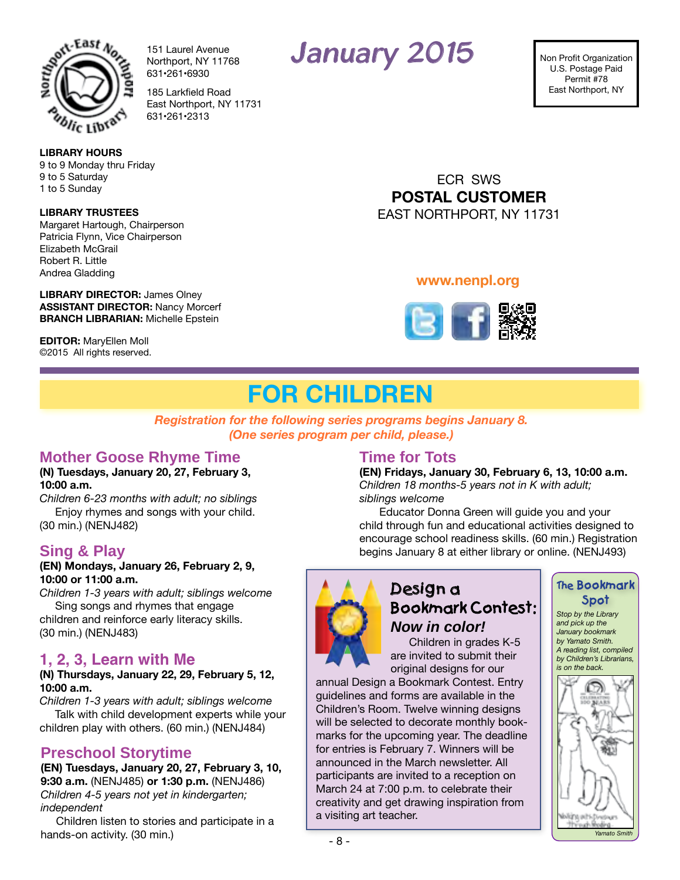Northport-East Northport Public Library

151 Laurel Avenue
Northport, NY 11768
631•261•6930

185 Larkfield Road
East Northport, NY 11731
631•261•2313

# January 2015

Non Profit Organization
U.S. Postage Paid
Permit #78
East Northport, NY

**LIBRARY HOURS**
9 to 9 Monday thru Friday
9 to 5 Saturday
1 to 5 Sunday

**LIBRARY TRUSTEES**
Margaret Hartough, Chairperson
Patricia Flynn, Vice Chairperson
Elizabeth McGrail
Robert R. Little
Andrea Gladding

**LIBRARY DIRECTOR:** James Olney
**ASSISTANT DIRECTOR:** Nancy Morcerf
**BRANCH LIBRARIAN:** Michelle Epstein

**EDITOR:** MaryEllen Moll
©2015 All rights reserved.

ECR SWS
**POSTAL CUSTOMER**
EAST NORTHPORT, NY 11731

**www.nenpl.org**

# FOR CHILDREN

***Registration for the following series programs begins January 8. (One series program per child, please.)***

## Mother Goose Rhyme Time

**(N) Tuesdays, January 20, 27, February 3, 10:00 a.m.**
*Children 6-23 months with adult; no siblings*
Enjoy rhymes and songs with your child. (30 min.) (NENJ482)

## Sing & Play

**(EN) Mondays, January 26, February 2, 9, 10:00 or 11:00 a.m.**
*Children 1-3 years with adult; siblings welcome*
Sing songs and rhymes that engage children and reinforce early literacy skills. (30 min.) (NENJ483)

## 1, 2, 3, Learn with Me

**(N) Thursdays, January 22, 29, February 5, 12, 10:00 a.m.**
*Children 1-3 years with adult; siblings welcome*
Talk with child development experts while your children play with others. (60 min.) (NENJ484)

## Preschool Storytime

**(EN) Tuesdays, January 20, 27, February 3, 10, 9:30 a.m.** (NENJ485) **or 1:30 p.m.** (NENJ486)
*Children 4-5 years not yet in kindergarten; independent*
Children listen to stories and participate in a hands-on activity. (30 min.)

## Time for Tots

**(EN) Fridays, January 30, February 6, 13, 10:00 a.m.**
*Children 18 months-5 years not in K with adult; siblings welcome*
Educator Donna Green will guide you and your child through fun and educational activities designed to encourage school readiness skills. (60 min.) Registration begins January 8 at either library or online. (NENJ493)

## Design a Bookmark Contest: *Now in color!*

Children in grades K-5 are invited to submit their original designs for our annual Design a Bookmark Contest. Entry guidelines and forms are available in the Children's Room. Twelve winning designs will be selected to decorate monthly bookmarks for the upcoming year. The deadline for entries is February 7. Winners will be announced in the March newsletter. All participants are invited to a reception on March 24 at 7:00 p.m. to celebrate their creativity and get drawing inspiration from a visiting art teacher.

## The Bookmark Spot

*Stop by the Library and pick up the January bookmark by Yamato Smith. A reading list, compiled by Children's Librarians, is on the back.*

*Yamato Smith*